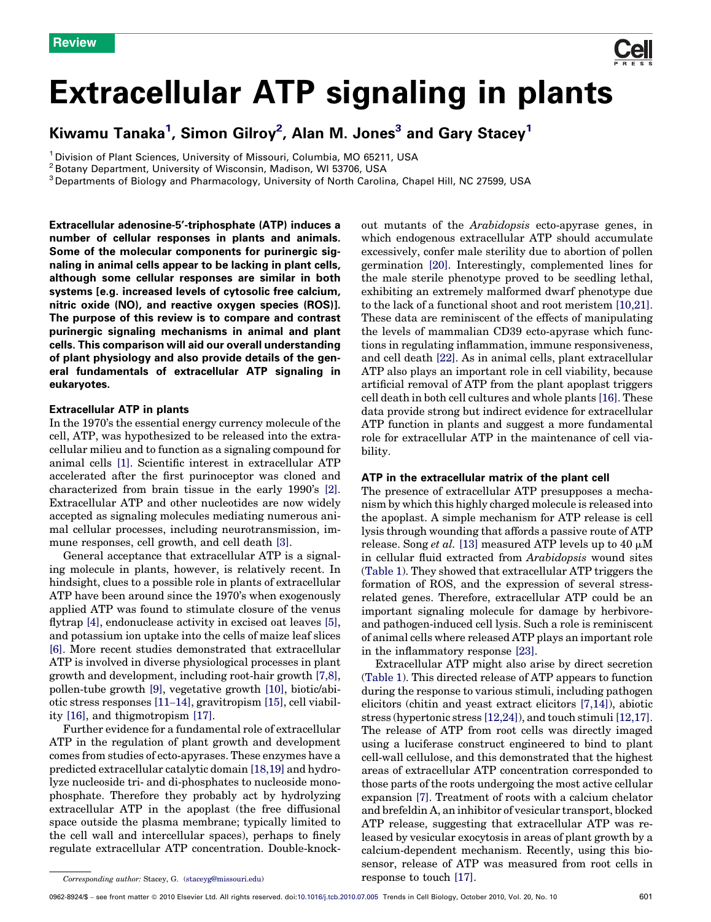Review

# Extracellular ATP signaling in plants

Kiwamu Tanaka[1], Simon Gilroy[2], Alan M. Jones[3] and Gary Stacey[1]

[1] Division of Plant Sciences, University of Missouri, Columbia, MO 65211, USA
[2] Botany Department, University of Wisconsin, Madison, WI 53706, USA
[3] Departments of Biology and Pharmacology, University of North Carolina, Chapel Hill, NC 27599, USA

**Extracellular adenosine-5′-triphosphate (ATP) induces a number of cellular responses in plants and animals. Some of the molecular components for purinergic signaling in animal cells appear to be lacking in plant cells, although some cellular responses are similar in both systems [e.g. increased levels of cytosolic free calcium, nitric oxide (NO), and reactive oxygen species (ROS)]. The purpose of this review is to compare and contrast purinergic signaling mechanisms in animal and plant cells. This comparison will aid our overall understanding of plant physiology and also provide details of the general fundamentals of extracellular ATP signaling in eukaryotes.**

## Extracellular ATP in plants

In the 1970's the essential energy currency molecule of the cell, ATP, was hypothesized to be released into the extracellular milieu and to function as a signaling compound for animal cells [1]. Scientific interest in extracellular ATP accelerated after the first purinoceptor was cloned and characterized from brain tissue in the early 1990's [2]. Extracellular ATP and other nucleotides are now widely accepted as signaling molecules mediating numerous animal cellular processes, including neurotransmission, immune responses, cell growth, and cell death [3].

General acceptance that extracellular ATP is a signaling molecule in plants, however, is relatively recent. In hindsight, clues to a possible role in plants of extracellular ATP have been around since the 1970's when exogenously applied ATP was found to stimulate closure of the venus flytrap [4], endonuclease activity in excised oat leaves [5], and potassium ion uptake into the cells of maize leaf slices [6]. More recent studies demonstrated that extracellular ATP is involved in diverse physiological processes in plant growth and development, including root-hair growth [7,8], pollen-tube growth [9], vegetative growth [10], biotic/abiotic stress responses [11–14], gravitropism [15], cell viability [16], and thigmotropism [17].

Further evidence for a fundamental role of extracellular ATP in the regulation of plant growth and development comes from studies of ecto-apyrases. These enzymes have a predicted extracellular catalytic domain [18,19] and hydrolyze nucleoside tri- and di-phosphates to nucleoside monophosphate. Therefore they probably act by hydrolyzing extracellular ATP in the apoplast (the free diffusional space outside the plasma membrane; typically limited to the cell wall and intercellular spaces), perhaps to finely regulate extracellular ATP concentration. Double-knockout mutants of the *Arabidopsis* ecto-apyrase genes, in which endogenous extracellular ATP should accumulate excessively, confer male sterility due to abortion of pollen germination [20]. Interestingly, complemented lines for the male sterile phenotype proved to be seedling lethal, exhibiting an extremely malformed dwarf phenotype due to the lack of a functional shoot and root meristem [10,21]. These data are reminiscent of the effects of manipulating the levels of mammalian CD39 ecto-apyrase which functions in regulating inflammation, immune responsiveness, and cell death [22]. As in animal cells, plant extracellular ATP also plays an important role in cell viability, because artificial removal of ATP from the plant apoplast triggers cell death in both cell cultures and whole plants [16]. These data provide strong but indirect evidence for extracellular ATP function in plants and suggest a more fundamental role for extracellular ATP in the maintenance of cell viability.

## ATP in the extracellular matrix of the plant cell

The presence of extracellular ATP presupposes a mechanism by which this highly charged molecule is released into the apoplast. A simple mechanism for ATP release is cell lysis through wounding that affords a passive route of ATP release. Song *et al.* [13] measured ATP levels up to 40 μM in cellular fluid extracted from *Arabidopsis* wound sites (Table 1). They showed that extracellular ATP triggers the formation of ROS, and the expression of several stress-related genes. Therefore, extracellular ATP could be an important signaling molecule for damage by herbivore- and pathogen-induced cell lysis. Such a role is reminiscent of animal cells where released ATP plays an important role in the inflammatory response [23].

Extracellular ATP might also arise by direct secretion (Table 1). This directed release of ATP appears to function during the response to various stimuli, including pathogen elicitors (chitin and yeast extract elicitors [7,14]), abiotic stress (hypertonic stress [12,24]), and touch stimuli [12,17]. The release of ATP from root cells was directly imaged using a luciferase construct engineered to bind to plant cell-wall cellulose, and this demonstrated that the highest areas of extracellular ATP concentration corresponded to those parts of the roots undergoing the most active cellular expansion [7]. Treatment of roots with a calcium chelator and brefeldin A, an inhibitor of vesicular transport, blocked ATP release, suggesting that extracellular ATP was released by vesicular exocytosis in areas of plant growth by a calcium-dependent mechanism. Recently, using this biosensor, release of ATP was measured from root cells in response to touch [17].

*Corresponding author:* Stacey, G. (staceyg@missouri.edu)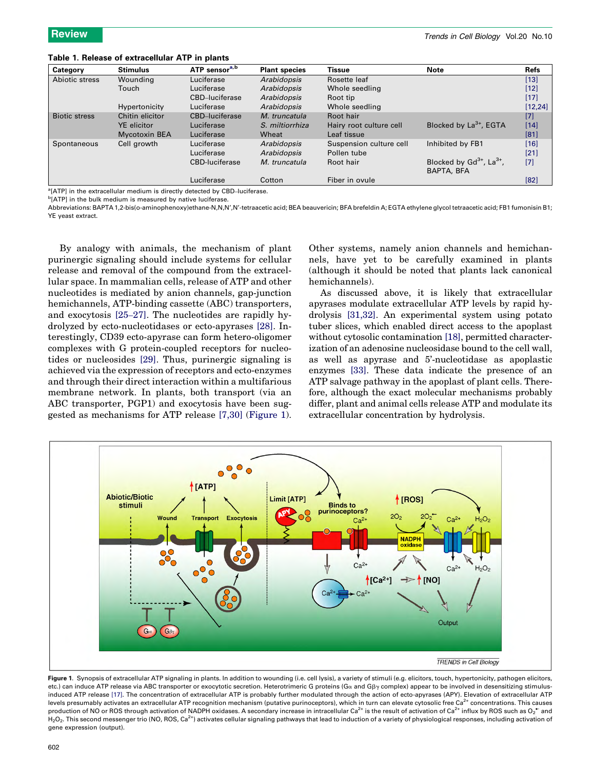**Table 1. Release of extracellular ATP in plants**

| Category | Stimulus | ATP sensor[a,b] | Plant species | Tissue | Note | Refs |
|---|---|---|---|---|---|---|
| Abiotic stress | Wounding | Luciferase | *Arabidopsis* | Rosette leaf | | [13] |
| | Touch | Luciferase | *Arabidopsis* | Whole seedling | | [12] |
| | | CBD–luciferase | *Arabidopsis* | Root tip | | [17] |
| | Hypertonicity | Luciferase | *Arabidopsis* | Whole seedling | | [12,24] |
| Biotic stress | Chitin elicitor | CBD–luciferase | *M. truncatula* | Root hair | | [7] |
| | YE elicitor | Luciferase | *S. miltiorrhiza* | Hairy root culture cell | Blocked by $La^{3+}$, EGTA | [14] |
| | Mycotoxin BEA | Luciferase | Wheat | Leaf tissue | | [81] |
| Spontaneous | Cell growth | Luciferase | *Arabidopsis* | Suspension culture cell | Inhibited by FB1 | [16] |
| | | Luciferase | *Arabidopsis* | Pollen tube | | [21] |
| | | CBD-luciferase | *M. truncatula* | Root hair | Blocked by $Gd^{3+}$, $La^{3+}$, BAPTA, BFA | [7] |
| | | Luciferase | Cotton | Fiber in ovule | | [82] |

[a][ATP] in the extracellular medium is directly detected by CBD–luciferase.
[b][ATP] in the bulk medium is measured by native luciferase.
Abbreviations: BAPTA 1,2-bis(o-aminophenoxy)ethane-N,N,N′,N′-tetraacetic acid; BEA beauvericin; BFA brefeldin A; EGTA ethylene glycol tetraacetic acid; FB1 fumonisin B1; YE yeast extract.

By analogy with animals, the mechanism of plant purinergic signaling should include systems for cellular release and removal of the compound from the extracellular space. In mammalian cells, release of ATP and other nucleotides is mediated by anion channels, gap-junction hemichannels, ATP-binding cassette (ABC) transporters, and exocytosis [25–27]. The nucleotides are rapidly hydrolyzed by ecto-nucleotidases or ecto-apyrases [28]. Interestingly, CD39 ecto-apyrase can form hetero-oligomer complexes with G protein-coupled receptors for nucleotides or nucleosides [29]. Thus, purinergic signaling is achieved via the expression of receptors and ecto-enzymes and through their direct interaction within a multifarious membrane network. In plants, both transport (via an ABC transporter, PGP1) and exocytosis have been suggested as mechanisms for ATP release [7,30] (Figure 1). Other systems, namely anion channels and hemichannels, have yet to be carefully examined in plants (although it should be noted that plants lack canonical hemichannels).

As discussed above, it is likely that extracellular apyrases modulate extracellular ATP levels by rapid hydrolysis [31,32]. An experimental system using potato tuber slices, which enabled direct access to the apoplast without cytosolic contamination [18], permitted characterization of an adenosine nucleosidase bound to the cell wall, as well as apyrase and 5′-nucleotidase as apoplastic enzymes [33]. These data indicate the presence of an ATP salvage pathway in the apoplast of plant cells. Therefore, although the exact molecular mechanisms probably differ, plant and animal cells release ATP and modulate its extracellular concentration by hydrolysis.

**Figure 1.** Synopsis of extracellular ATP signaling in plants. In addition to wounding (i.e. cell lysis), a variety of stimuli (e.g. elicitors, touch, hypertonicity, pathogen elicitors, etc.) can induce ATP release via ABC transporter or exocytotic secretion. Heterotrimeric G proteins (Gα and Gβγ complex) appear to be involved in desensitizing stimulus-induced ATP release [17]. The concentration of extracellular ATP is probably further modulated through the action of ecto-apyrases (APY). Elevation of extracellular ATP levels presumably activates an extracellular ATP recognition mechanism (putative purinoceptors), which in turn can elevate cytosolic free $Ca^{2+}$ concentrations. This causes production of NO or ROS through activation of NADPH oxidases. A secondary increase in intracellular $Ca^{2+}$ is the result of activation of $Ca^{2+}$ influx by ROS such as $O_2^{\bullet-}$ and $H_2O_2$. This second messenger trio (NO, ROS, $Ca^{2+}$) activates cellular signaling pathways that lead to induction of a variety of physiological responses, including activation of gene expression (output).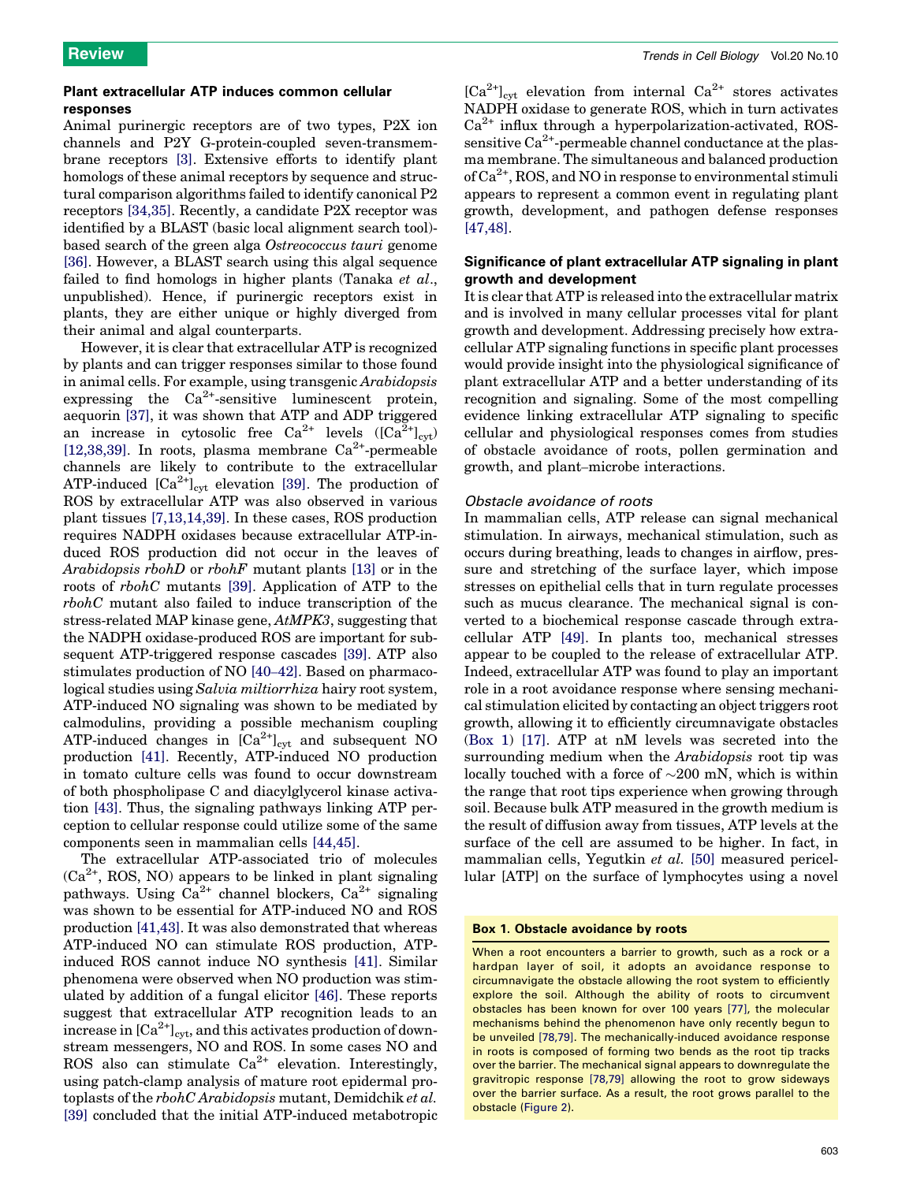### Plant extracellular ATP induces common cellular responses

Animal purinergic receptors are of two types, P2X ion channels and P2Y G-protein-coupled seven-transmembrane receptors [3]. Extensive efforts to identify plant homologs of these animal receptors by sequence and structural comparison algorithms failed to identify canonical P2 receptors [34,35]. Recently, a candidate P2X receptor was identified by a BLAST (basic local alignment search tool)-based search of the green alga *Ostreococcus tauri* genome [36]. However, a BLAST search using this algal sequence failed to find homologs in higher plants (Tanaka *et al*., unpublished). Hence, if purinergic receptors exist in plants, they are either unique or highly diverged from their animal and algal counterparts.

However, it is clear that extracellular ATP is recognized by plants and can trigger responses similar to those found in animal cells. For example, using transgenic *Arabidopsis* expressing the $Ca^{2+}$-sensitive luminescent protein, aequorin [37], it was shown that ATP and ADP triggered an increase in cytosolic free $Ca^{2+}$ levels ($[Ca^{2+}]_{cyt}$) [12,38,39]. In roots, plasma membrane $Ca^{2+}$-permeable channels are likely to contribute to the extracellular ATP-induced $[Ca^{2+}]_{cyt}$ elevation [39]. The production of ROS by extracellular ATP was also observed in various plant tissues [7,13,14,39]. In these cases, ROS production requires NADPH oxidases because extracellular ATP-induced ROS production did not occur in the leaves of *Arabidopsis rbohD* or *rbohF* mutant plants [13] or in the roots of *rbohC* mutants [39]. Application of ATP to the *rbohC* mutant also failed to induce transcription of the stress-related MAP kinase gene, *AtMPK3*, suggesting that the NADPH oxidase-produced ROS are important for subsequent ATP-triggered response cascades [39]. ATP also stimulates production of NO [40–42]. Based on pharmacological studies using *Salvia miltiorrhiza* hairy root system, ATP-induced NO signaling was shown to be mediated by calmodulins, providing a possible mechanism coupling ATP-induced changes in $[Ca^{2+}]_{cyt}$ and subsequent NO production [41]. Recently, ATP-induced NO production in tomato culture cells was found to occur downstream of both phospholipase C and diacylglycerol kinase activation [43]. Thus, the signaling pathways linking ATP perception to cellular response could utilize some of the same components seen in mammalian cells [44,45].

The extracellular ATP-associated trio of molecules ($Ca^{2+}$, ROS, NO) appears to be linked in plant signaling pathways. Using $Ca^{2+}$ channel blockers, $Ca^{2+}$ signaling was shown to be essential for ATP-induced NO and ROS production [41,43]. It was also demonstrated that whereas ATP-induced NO can stimulate ROS production, ATP-induced ROS cannot induce NO synthesis [41]. Similar phenomena were observed when NO production was stimulated by addition of a fungal elicitor [46]. These reports suggest that extracellular ATP recognition leads to an increase in $[Ca^{2+}]_{cyt}$, and this activates production of downstream messengers, NO and ROS. In some cases NO and ROS also can stimulate $Ca^{2+}$ elevation. Interestingly, using patch-clamp analysis of mature root epidermal protoplasts of the *rbohC Arabidopsis* mutant, Demidchik *et al.* [39] concluded that the initial ATP-induced metabotropic $[Ca^{2+}]_{cyt}$ elevation from internal $Ca^{2+}$ stores activates NADPH oxidase to generate ROS, which in turn activates $Ca^{2+}$ influx through a hyperpolarization-activated, ROS-sensitive $Ca^{2+}$-permeable channel conductance at the plasma membrane. The simultaneous and balanced production of $Ca^{2+}$, ROS, and NO in response to environmental stimuli appears to represent a common event in regulating plant growth, development, and pathogen defense responses [47,48].

### Significance of plant extracellular ATP signaling in plant growth and development

It is clear that ATP is released into the extracellular matrix and is involved in many cellular processes vital for plant growth and development. Addressing precisely how extracellular ATP signaling functions in specific plant processes would provide insight into the physiological significance of plant extracellular ATP and a better understanding of its recognition and signaling. Some of the most compelling evidence linking extracellular ATP signaling to specific cellular and physiological responses comes from studies of obstacle avoidance of roots, pollen germination and growth, and plant–microbe interactions.

#### *Obstacle avoidance of roots*

In mammalian cells, ATP release can signal mechanical stimulation. In airways, mechanical stimulation, such as occurs during breathing, leads to changes in airflow, pressure and stretching of the surface layer, which impose stresses on epithelial cells that in turn regulate processes such as mucus clearance. The mechanical signal is converted to a biochemical response cascade through extracellular ATP [49]. In plants too, mechanical stresses appear to be coupled to the release of extracellular ATP. Indeed, extracellular ATP was found to play an important role in a root avoidance response where sensing mechanical stimulation elicited by contacting an object triggers root growth, allowing it to efficiently circumnavigate obstacles (Box 1) [17]. ATP at nM levels was secreted into the surrounding medium when the *Arabidopsis* root tip was locally touched with a force of ~200 mN, which is within the range that root tips experience when growing through soil. Because bulk ATP measured in the growth medium is the result of diffusion away from tissues, ATP levels at the surface of the cell are assumed to be higher. In fact, in mammalian cells, Yegutkin *et al.* [50] measured pericellular [ATP] on the surface of lymphocytes using a novel

**Box 1. Obstacle avoidance by roots**

When a root encounters a barrier to growth, such as a rock or a hardpan layer of soil, it adopts an avoidance response to circumnavigate the obstacle allowing the root system to efficiently explore the soil. Although the ability of roots to circumvent obstacles has been known for over 100 years [77], the molecular mechanisms behind the phenomenon have only recently begun to be unveiled [78,79]. The mechanically-induced avoidance response in roots is composed of forming two bends as the root tip tracks over the barrier. The mechanical signal appears to downregulate the gravitropic response [78,79] allowing the root to grow sideways over the barrier surface. As a result, the root grows parallel to the obstacle (Figure 2).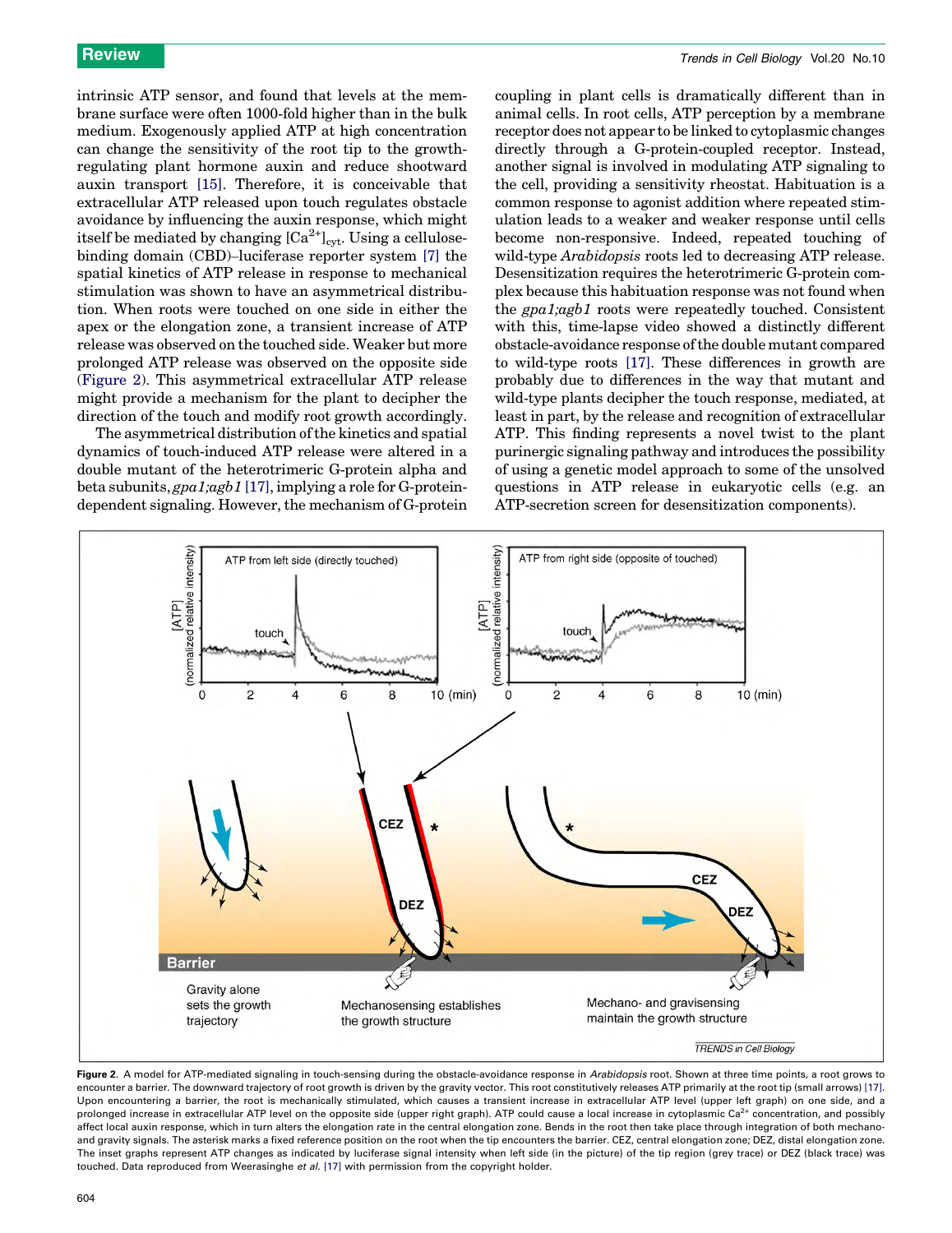intrinsic ATP sensor, and found that levels at the membrane surface were often 1000-fold higher than in the bulk medium. Exogenously applied ATP at high concentration can change the sensitivity of the root tip to the growth-regulating plant hormone auxin and reduce shootward auxin transport [15]. Therefore, it is conceivable that extracellular ATP released upon touch regulates obstacle avoidance by influencing the auxin response, which might itself be mediated by changing $[Ca^{2+}]_{cyt}$. Using a cellulose-binding domain (CBD)–luciferase reporter system [7] the spatial kinetics of ATP release in response to mechanical stimulation was shown to have an asymmetrical distribution. When roots were touched on one side in either the apex or the elongation zone, a transient increase of ATP release was observed on the touched side. Weaker but more prolonged ATP release was observed on the opposite side (Figure 2). This asymmetrical extracellular ATP release might provide a mechanism for the plant to decipher the direction of the touch and modify root growth accordingly.

The asymmetrical distribution of the kinetics and spatial dynamics of touch-induced ATP release were altered in a double mutant of the heterotrimeric G-protein alpha and beta subunits, *gpa1;agb1* [17], implying a role for G-protein-dependent signaling. However, the mechanism of G-protein coupling in plant cells is dramatically different than in animal cells. In root cells, ATP perception by a membrane receptor does not appear to be linked to cytoplasmic changes directly through a G-protein-coupled receptor. Instead, another signal is involved in modulating ATP signaling to the cell, providing a sensitivity rheostat. Habituation is a common response to agonist addition where repeated stimulation leads to a weaker and weaker response until cells become non-responsive. Indeed, repeated touching of wild-type *Arabidopsis* roots led to decreasing ATP release. Desensitization requires the heterotrimeric G-protein complex because this habituation response was not found when the *gpa1;agb1* roots were repeatedly touched. Consistent with this, time-lapse video showed a distinctly different obstacle-avoidance response of the double mutant compared to wild-type roots [17]. These differences in growth are probably due to differences in the way that mutant and wild-type plants decipher the touch response, mediated, at least in part, by the release and recognition of extracellular ATP. This finding represents a novel twist to the plant purinergic signaling pathway and introduces the possibility of using a genetic model approach to some of the unsolved questions in ATP release in eukaryotic cells (e.g. an ATP-secretion screen for desensitization components).

**Figure 2.** A model for ATP-mediated signaling in touch-sensing during the obstacle-avoidance response in *Arabidopsis* root. Shown at three time points, a root grows to encounter a barrier. The downward trajectory of root growth is driven by the gravity vector. This root constitutively releases ATP primarily at the root tip (small arrows) [17]. Upon encountering a barrier, the root is mechanically stimulated, which causes a transient increase in extracellular ATP level (upper left graph) on one side, and a prolonged increase in extracellular ATP level on the opposite side (upper right graph). ATP could cause a local increase in cytoplasmic $Ca^{2+}$ concentration, and possibly affect local auxin response, which in turn alters the elongation rate in the central elongation zone. Bends in the root then take place through integration of both mechano- and gravity signals. The asterisk marks a fixed reference position on the root when the tip encounters the barrier. CEZ, central elongation zone; DEZ, distal elongation zone. The inset graphs represent ATP changes as indicated by luciferase signal intensity when left side (in the picture) of the tip region (grey trace) or DEZ (black trace) was touched. Data reproduced from Weerasinghe *et al.* [17] with permission from the copyright holder.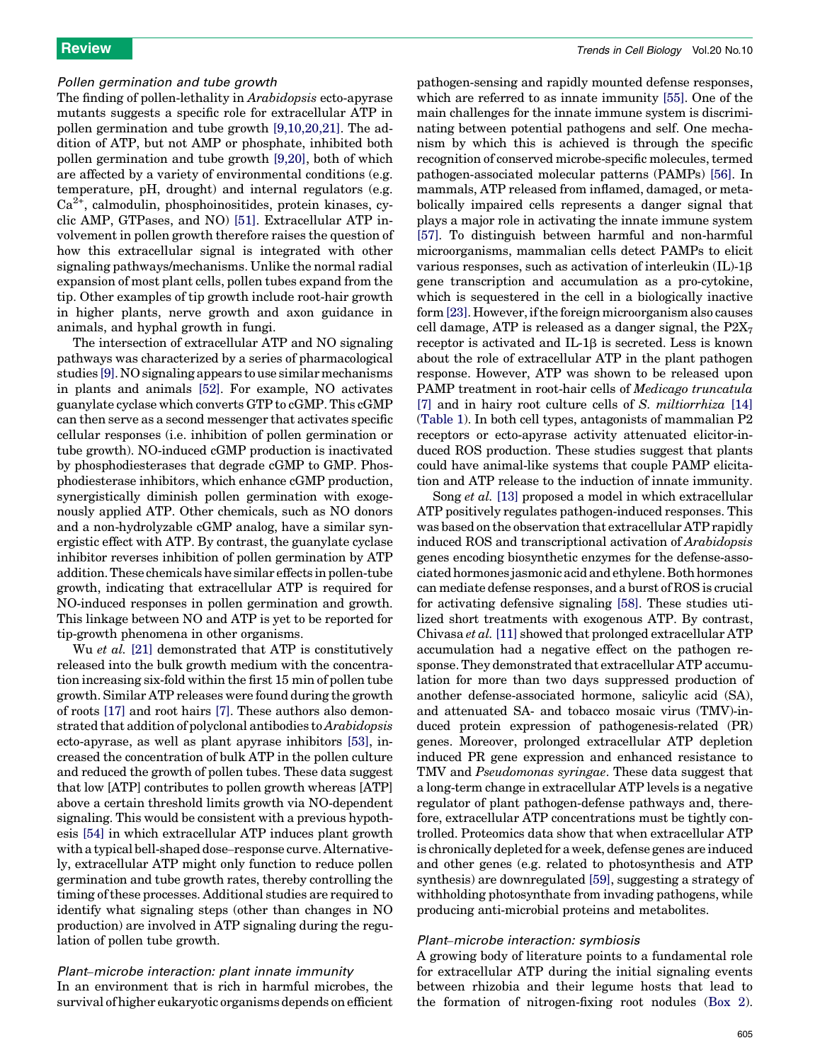### Pollen germination and tube growth

The finding of pollen-lethality in *Arabidopsis* ecto-apyrase mutants suggests a specific role for extracellular ATP in pollen germination and tube growth [9,10,20,21]. The addition of ATP, but not AMP or phosphate, inhibited both pollen germination and tube growth [9,20], both of which are affected by a variety of environmental conditions (e.g. temperature, pH, drought) and internal regulators (e.g. $Ca^{2+}$, calmodulin, phosphoinositides, protein kinases, cyclic AMP, GTPases, and NO) [51]. Extracellular ATP involvement in pollen growth therefore raises the question of how this extracellular signal is integrated with other signaling pathways/mechanisms. Unlike the normal radial expansion of most plant cells, pollen tubes expand from the tip. Other examples of tip growth include root-hair growth in higher plants, nerve growth and axon guidance in animals, and hyphal growth in fungi.

The intersection of extracellular ATP and NO signaling pathways was characterized by a series of pharmacological studies [9]. NO signaling appears to use similar mechanisms in plants and animals [52]. For example, NO activates guanylate cyclase which converts GTP to cGMP. This cGMP can then serve as a second messenger that activates specific cellular responses (i.e. inhibition of pollen germination or tube growth). NO-induced cGMP production is inactivated by phosphodiesterases that degrade cGMP to GMP. Phosphodiesterase inhibitors, which enhance cGMP production, synergistically diminish pollen germination with exogenously applied ATP. Other chemicals, such as NO donors and a non-hydrolyzable cGMP analog, have a similar synergistic effect with ATP. By contrast, the guanylate cyclase inhibitor reverses inhibition of pollen germination by ATP addition. These chemicals have similar effects in pollen-tube growth, indicating that extracellular ATP is required for NO-induced responses in pollen germination and growth. This linkage between NO and ATP is yet to be reported for tip-growth phenomena in other organisms.

Wu *et al.* [21] demonstrated that ATP is constitutively released into the bulk growth medium with the concentration increasing six-fold within the first 15 min of pollen tube growth. Similar ATP releases were found during the growth of roots [17] and root hairs [7]. These authors also demonstrated that addition of polyclonal antibodies to *Arabidopsis* ecto-apyrase, as well as plant apyrase inhibitors [53], increased the concentration of bulk ATP in the pollen culture and reduced the growth of pollen tubes. These data suggest that low [ATP] contributes to pollen growth whereas [ATP] above a certain threshold limits growth via NO-dependent signaling. This would be consistent with a previous hypothesis [54] in which extracellular ATP induces plant growth with a typical bell-shaped dose–response curve. Alternatively, extracellular ATP might only function to reduce pollen germination and tube growth rates, thereby controlling the timing of these processes. Additional studies are required to identify what signaling steps (other than changes in NO production) are involved in ATP signaling during the regulation of pollen tube growth.

### Plant–microbe interaction: plant innate immunity

In an environment that is rich in harmful microbes, the survival of higher eukaryotic organisms depends on efficient pathogen-sensing and rapidly mounted defense responses, which are referred to as innate immunity [55]. One of the main challenges for the innate immune system is discriminating between potential pathogens and self. One mechanism by which this is achieved is through the specific recognition of conserved microbe-specific molecules, termed pathogen-associated molecular patterns (PAMPs) [56]. In mammals, ATP released from inflamed, damaged, or metabolically impaired cells represents a danger signal that plays a major role in activating the innate immune system [57]. To distinguish between harmful and non-harmful microorganisms, mammalian cells detect PAMPs to elicit various responses, such as activation of interleukin (IL)-1β gene transcription and accumulation as a pro-cytokine, which is sequestered in the cell in a biologically inactive form [23]. However, if the foreign microorganism also causes cell damage, ATP is released as a danger signal, the $P2X_7$ receptor is activated and IL-1β is secreted. Less is known about the role of extracellular ATP in the plant pathogen response. However, ATP was shown to be released upon PAMP treatment in root-hair cells of *Medicago truncatula* [7] and in hairy root culture cells of *S. miltiorrhiza* [14] (Table 1). In both cell types, antagonists of mammalian P2 receptors or ecto-apyrase activity attenuated elicitor-induced ROS production. These studies suggest that plants could have animal-like systems that couple PAMP elicitation and ATP release to the induction of innate immunity.

Song *et al.* [13] proposed a model in which extracellular ATP positively regulates pathogen-induced responses. This was based on the observation that extracellular ATP rapidly induced ROS and transcriptional activation of *Arabidopsis* genes encoding biosynthetic enzymes for the defense-associated hormones jasmonic acid and ethylene. Both hormones can mediate defense responses, and a burst of ROS is crucial for activating defensive signaling [58]. These studies utilized short treatments with exogenous ATP. By contrast, Chivasa *et al.* [11] showed that prolonged extracellular ATP accumulation had a negative effect on the pathogen response. They demonstrated that extracellular ATP accumulation for more than two days suppressed production of another defense-associated hormone, salicylic acid (SA), and attenuated SA- and tobacco mosaic virus (TMV)-induced protein expression of pathogenesis-related (PR) genes. Moreover, prolonged extracellular ATP depletion induced PR gene expression and enhanced resistance to TMV and *Pseudomonas syringae*. These data suggest that a long-term change in extracellular ATP levels is a negative regulator of plant pathogen-defense pathways and, therefore, extracellular ATP concentrations must be tightly controlled. Proteomics data show that when extracellular ATP is chronically depleted for a week, defense genes are induced and other genes (e.g. related to photosynthesis and ATP synthesis) are downregulated [59], suggesting a strategy of withholding photosynthate from invading pathogens, while producing anti-microbial proteins and metabolites.

### Plant–microbe interaction: symbiosis

A growing body of literature points to a fundamental role for extracellular ATP during the initial signaling events between rhizobia and their legume hosts that lead to the formation of nitrogen-fixing root nodules (Box 2).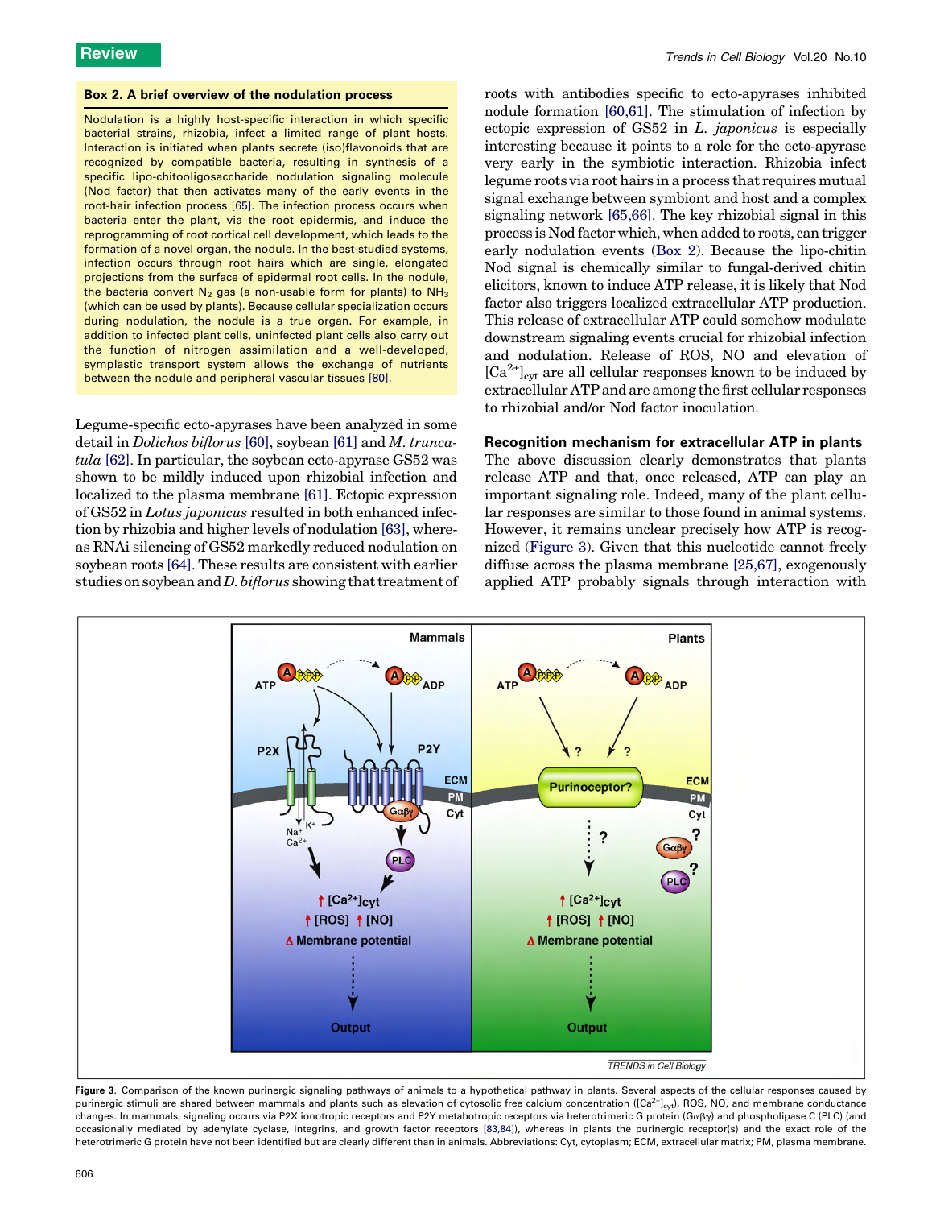### Box 2. A brief overview of the nodulation process

Nodulation is a highly host-specific interaction in which specific bacterial strains, rhizobia, infect a limited range of plant hosts. Interaction is initiated when plants secrete (iso)flavonoids that are recognized by compatible bacteria, resulting in synthesis of a specific lipo-chitooligosaccharide nodulation signaling molecule (Nod factor) that then activates many of the early events in the root-hair infection process [65]. The infection process occurs when bacteria enter the plant, via the root epidermis, and induce the reprogramming of root cortical cell development, which leads to the formation of a novel organ, the nodule. In the best-studied systems, infection occurs through root hairs which are single, elongated projections from the surface of epidermal root cells. In the nodule, the bacteria convert $N_2$ gas (a non-usable form for plants) to $NH_3$ (which can be used by plants). Because cellular specialization occurs during nodulation, the nodule is a true organ. For example, in addition to infected plant cells, uninfected plant cells also carry out the function of nitrogen assimilation and a well-developed, symplastic transport system allows the exchange of nutrients between the nodule and peripheral vascular tissues [80].

Legume-specific ecto-apyrases have been analyzed in some detail in *Dolichos biflorus* [60], soybean [61] and *M. truncatula* [62]. In particular, the soybean ecto-apyrase GS52 was shown to be mildly induced upon rhizobial infection and localized to the plasma membrane [61]. Ectopic expression of GS52 in *Lotus japonicus* resulted in both enhanced infection by rhizobia and higher levels of nodulation [63], whereas RNAi silencing of GS52 markedly reduced nodulation on soybean roots [64]. These results are consistent with earlier studies on soybean and *D. biflorus* showing that treatment of roots with antibodies specific to ecto-apyrases inhibited nodule formation [60,61]. The stimulation of infection by ectopic expression of GS52 in *L. japonicus* is especially interesting because it points to a role for the ecto-apyrase very early in the symbiotic interaction. Rhizobia infect legume roots via root hairs in a process that requires mutual signal exchange between symbiont and host and a complex signaling network [65,66]. The key rhizobial signal in this process is Nod factor which, when added to roots, can trigger early nodulation events (Box 2). Because the lipo-chitin Nod signal is chemically similar to fungal-derived chitin elicitors, known to induce ATP release, it is likely that Nod factor also triggers localized extracellular ATP production. This release of extracellular ATP could somehow modulate downstream signaling events crucial for rhizobial infection and nodulation. Release of ROS, NO and elevation of $[Ca^{2+}]_{cyt}$ are all cellular responses known to be induced by extracellular ATP and are among the first cellular responses to rhizobial and/or Nod factor inoculation.

## Recognition mechanism for extracellular ATP in plants

The above discussion clearly demonstrates that plants release ATP and that, once released, ATP can play an important signaling role. Indeed, many of the plant cellular responses are similar to those found in animal systems. However, it remains unclear precisely how ATP is recognized (Figure 3). Given that this nucleotide cannot freely diffuse across the plasma membrane [25,67], exogenously applied ATP probably signals through interaction with

**Figure 3.** Comparison of the known purinergic signaling pathways of animals to a hypothetical pathway in plants. Several aspects of the cellular responses caused by purinergic stimuli are shared between mammals and plants such as elevation of cytosolic free calcium concentration ($[Ca^{2+}]_{cyt}$), ROS, NO, and membrane conductance changes. In mammals, signaling occurs via P2X ionotropic receptors and P2Y metabotropic receptors via heterotrimeric G protein (Gαβγ) and phospholipase C (PLC) (and occasionally mediated by adenylate cyclase, integrins, and growth factor receptors [83,84]), whereas in plants the purinergic receptor(s) and the exact role of the heterotrimeric G protein have not been identified but are clearly different than in animals. Abbreviations: Cyt, cytoplasm; ECM, extracellular matrix; PM, plasma membrane.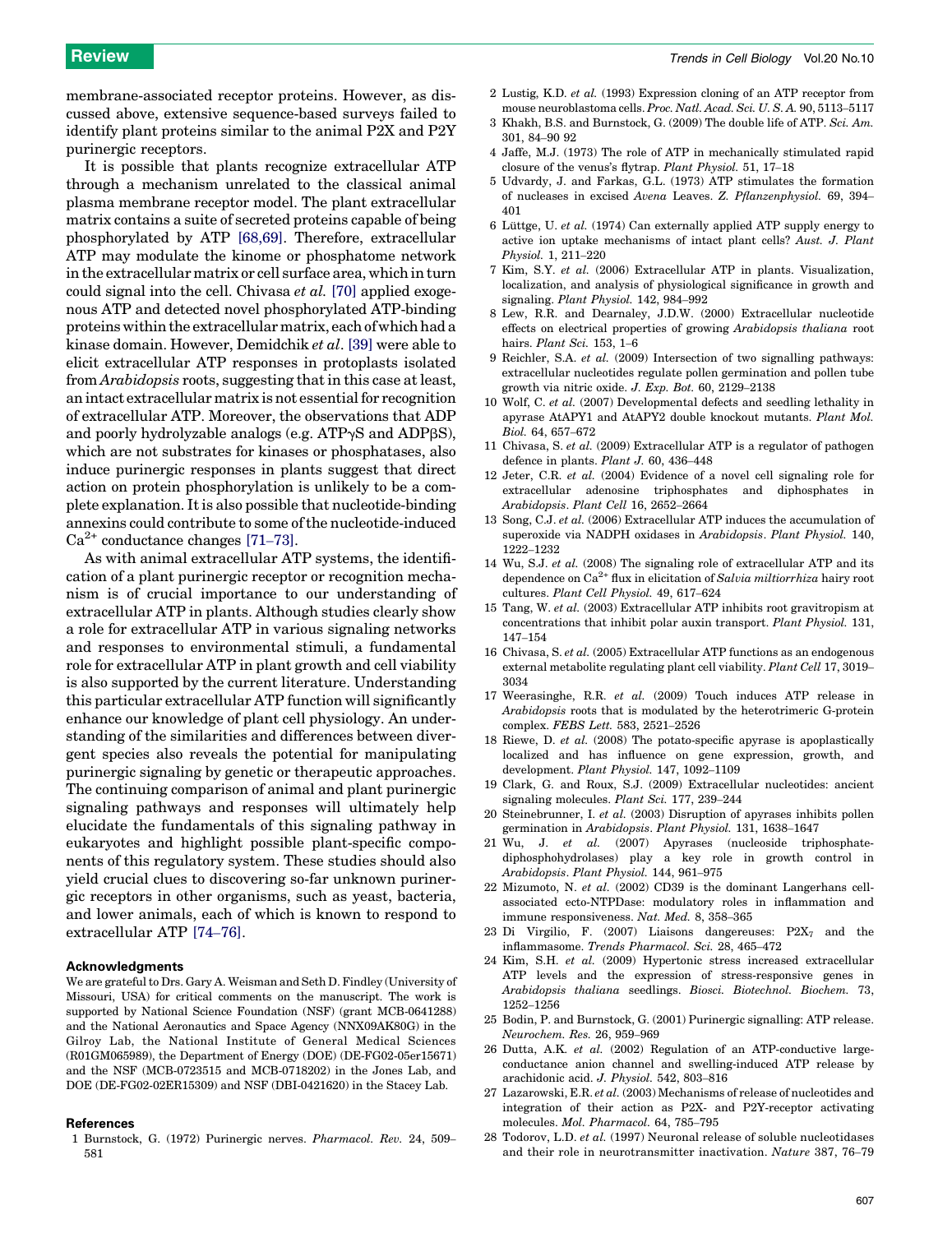membrane-associated receptor proteins. However, as discussed above, extensive sequence-based surveys failed to identify plant proteins similar to the animal P2X and P2Y purinergic receptors.

It is possible that plants recognize extracellular ATP through a mechanism unrelated to the classical animal plasma membrane receptor model. The plant extracellular matrix contains a suite of secreted proteins capable of being phosphorylated by ATP [68,69]. Therefore, extracellular ATP may modulate the kinome or phosphatome network in the extracellular matrix or cell surface area, which in turn could signal into the cell. Chivasa *et al.* [70] applied exogenous ATP and detected novel phosphorylated ATP-binding proteins within the extracellular matrix, each of which had a kinase domain. However, Demidchik *et al*. [39] were able to elicit extracellular ATP responses in protoplasts isolated from *Arabidopsis* roots, suggesting that in this case at least, an intact extracellular matrix is not essential for recognition of extracellular ATP. Moreover, the observations that ADP and poorly hydrolyzable analogs (e.g. ATPγS and ADPβS), which are not substrates for kinases or phosphatases, also induce purinergic responses in plants suggest that direct action on protein phosphorylation is unlikely to be a complete explanation. It is also possible that nucleotide-binding annexins could contribute to some of the nucleotide-induced $Ca^{2+}$ conductance changes [71–73].

As with animal extracellular ATP systems, the identification of a plant purinergic receptor or recognition mechanism is of crucial importance to our understanding of extracellular ATP in plants. Although studies clearly show a role for extracellular ATP in various signaling networks and responses to environmental stimuli, a fundamental role for extracellular ATP in plant growth and cell viability is also supported by the current literature. Understanding this particular extracellular ATP function will significantly enhance our knowledge of plant cell physiology. An understanding of the similarities and differences between divergent species also reveals the potential for manipulating purinergic signaling by genetic or therapeutic approaches. The continuing comparison of animal and plant purinergic signaling pathways and responses will ultimately help elucidate the fundamentals of this signaling pathway in eukaryotes and highlight possible plant-specific components of this regulatory system. These studies should also yield crucial clues to discovering so-far unknown purinergic receptors in other organisms, such as yeast, bacteria, and lower animals, each of which is known to respond to extracellular ATP [74–76].

### Acknowledgments

We are grateful to Drs. Gary A. Weisman and Seth D. Findley (University of Missouri, USA) for critical comments on the manuscript. The work is supported by National Science Foundation (NSF) (grant MCB-0641288) and the National Aeronautics and Space Agency (NNX09AK80G) in the Gilroy Lab, the National Institute of General Medical Sciences (R01GM065989), the Department of Energy (DOE) (DE-FG02-05er15671) and the NSF (MCB-0723515 and MCB-0718202) in the Jones Lab, and DOE (DE-FG02-02ER15309) and NSF (DBI-0421620) in the Stacey Lab.

### References

1 Burnstock, G. (1972) Purinergic nerves. *Pharmacol. Rev.* 24, 509–581
2 Lustig, K.D. *et al.* (1993) Expression cloning of an ATP receptor from mouse neuroblastoma cells. *Proc. Natl. Acad. Sci. U. S. A.* 90, 5113–5117
3 Khakh, B.S. and Burnstock, G. (2009) The double life of ATP. *Sci. Am.* 301, 84–90 92
4 Jaffe, M.J. (1973) The role of ATP in mechanically stimulated rapid closure of the venus's flytrap. *Plant Physiol.* 51, 17–18
5 Udvardy, J. and Farkas, G.L. (1973) ATP stimulates the formation of nucleases in excised *Avena* Leaves. *Z. Pflanzenphysiol.* 69, 394–401
6 Lüttge, U. *et al.* (1974) Can externally applied ATP supply energy to active ion uptake mechanisms of intact plant cells? *Aust. J. Plant Physiol.* 1, 211–220
7 Kim, S.Y. *et al.* (2006) Extracellular ATP in plants. Visualization, localization, and analysis of physiological significance in growth and signaling. *Plant Physiol.* 142, 984–992
8 Lew, R.R. and Dearnaley, J.D.W. (2000) Extracellular nucleotide effects on electrical properties of growing *Arabidopsis thaliana* root hairs. *Plant Sci.* 153, 1–6
9 Reichler, S.A. *et al.* (2009) Intersection of two signalling pathways: extracellular nucleotides regulate pollen germination and pollen tube growth via nitric oxide. *J. Exp. Bot.* 60, 2129–2138
10 Wolf, C. *et al.* (2007) Developmental defects and seedling lethality in apyrase AtAPY1 and AtAPY2 double knockout mutants. *Plant Mol. Biol.* 64, 657–672
11 Chivasa, S. *et al.* (2009) Extracellular ATP is a regulator of pathogen defence in plants. *Plant J.* 60, 436–448
12 Jeter, C.R. *et al.* (2004) Evidence of a novel cell signaling role for extracellular adenosine triphosphates and diphosphates in *Arabidopsis*. *Plant Cell* 16, 2652–2664
13 Song, C.J. *et al.* (2006) Extracellular ATP induces the accumulation of superoxide via NADPH oxidases in *Arabidopsis*. *Plant Physiol.* 140, 1222–1232
14 Wu, S.J. *et al.* (2008) The signaling role of extracellular ATP and its dependence on $Ca^{2+}$ flux in elicitation of *Salvia miltiorrhiza* hairy root cultures. *Plant Cell Physiol.* 49, 617–624
15 Tang, W. *et al.* (2003) Extracellular ATP inhibits root gravitropism at concentrations that inhibit polar auxin transport. *Plant Physiol.* 131, 147–154
16 Chivasa, S. *et al.* (2005) Extracellular ATP functions as an endogenous external metabolite regulating plant cell viability. *Plant Cell* 17, 3019–3034
17 Weerasinghe, R.R. *et al.* (2009) Touch induces ATP release in *Arabidopsis* roots that is modulated by the heterotrimeric G-protein complex. *FEBS Lett.* 583, 2521–2526
18 Riewe, D. *et al.* (2008) The potato-specific apyrase is apoplastically localized and has influence on gene expression, growth, and development. *Plant Physiol.* 147, 1092–1109
19 Clark, G. and Roux, S.J. (2009) Extracellular nucleotides: ancient signaling molecules. *Plant Sci.* 177, 239–244
20 Steinebrunner, I. *et al.* (2003) Disruption of apyrases inhibits pollen germination in *Arabidopsis*. *Plant Physiol.* 131, 1638–1647
21 Wu, J. *et al.* (2007) Apyrases (nucleoside triphosphate-diphosphohydrolases) play a key role in growth control in *Arabidopsis*. *Plant Physiol.* 144, 961–975
22 Mizumoto, N. *et al.* (2002) CD39 is the dominant Langerhans cell-associated ecto-NTPDase: modulatory roles in inflammation and immune responsiveness. *Nat. Med.* 8, 358–365
23 Di Virgilio, F. (2007) Liaisons dangereuses: $P2X_7$ and the inflammasome. *Trends Pharmacol. Sci.* 28, 465–472
24 Kim, S.H. *et al.* (2009) Hypertonic stress increased extracellular ATP levels and the expression of stress-responsive genes in *Arabidopsis thaliana* seedlings. *Biosci. Biotechnol. Biochem.* 73, 1252–1256
25 Bodin, P. and Burnstock, G. (2001) Purinergic signalling: ATP release. *Neurochem. Res.* 26, 959–969
26 Dutta, A.K. *et al.* (2002) Regulation of an ATP-conductive large-conductance anion channel and swelling-induced ATP release by arachidonic acid. *J. Physiol.* 542, 803–816
27 Lazarowski, E.R. *et al.* (2003) Mechanisms of release of nucleotides and integration of their action as P2X- and P2Y-receptor activating molecules. *Mol. Pharmacol.* 64, 785–795
28 Todorov, L.D. *et al.* (1997) Neuronal release of soluble nucleotidases and their role in neurotransmitter inactivation. *Nature* 387, 76–79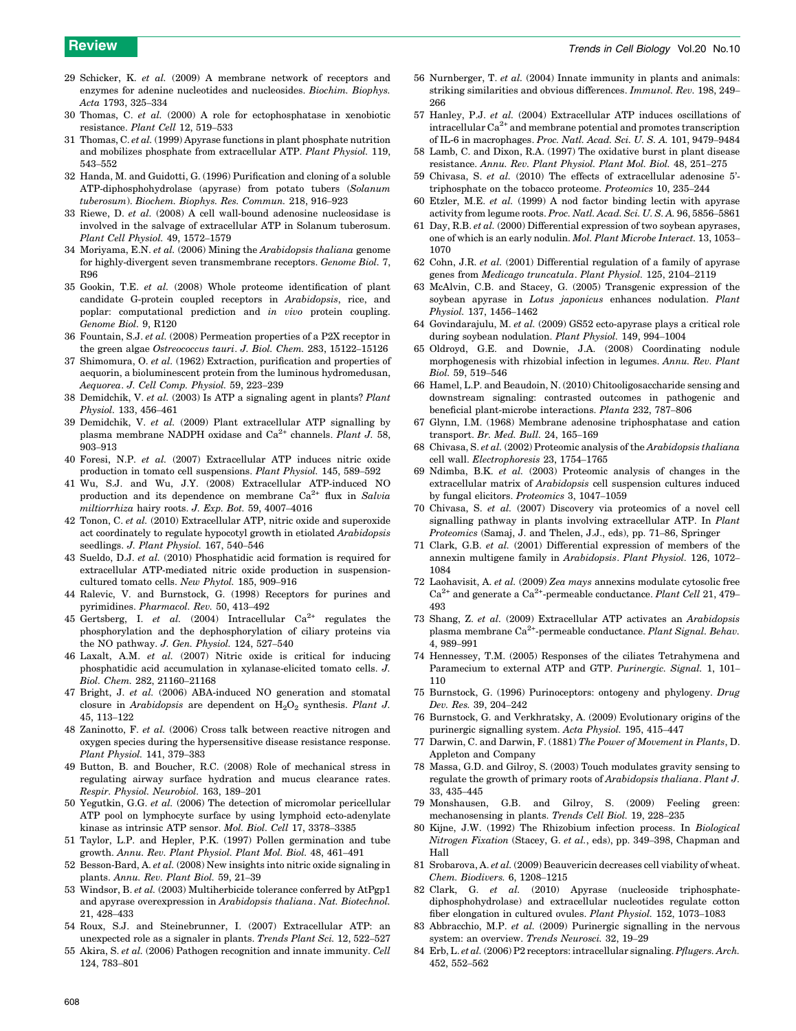29 Schicker, K. *et al.* (2009) A membrane network of receptors and enzymes for adenine nucleotides and nucleosides. *Biochim. Biophys. Acta* 1793, 325–334

30 Thomas, C. *et al.* (2000) A role for ectophosphatase in xenobiotic resistance. *Plant Cell* 12, 519–533

31 Thomas, C. *et al.* (1999) Apyrase functions in plant phosphate nutrition and mobilizes phosphate from extracellular ATP. *Plant Physiol.* 119, 543–552

32 Handa, M. and Guidotti, G. (1996) Purification and cloning of a soluble ATP-diphosphohydrolase (apyrase) from potato tubers (*Solanum tuberosum*). *Biochem. Biophys. Res. Commun.* 218, 916–923

33 Riewe, D. *et al.* (2008) A cell wall-bound adenosine nucleosidase is involved in the salvage of extracellular ATP in Solanum tuberosum. *Plant Cell Physiol.* 49, 1572–1579

34 Moriyama, E.N. *et al.* (2006) Mining the *Arabidopsis thaliana* genome for highly-divergent seven transmembrane receptors. *Genome Biol.* 7, R96

35 Gookin, T.E. *et al.* (2008) Whole proteome identification of plant candidate G-protein coupled receptors in *Arabidopsis*, rice, and poplar: computational prediction and *in vivo* protein coupling. *Genome Biol.* 9, R120

36 Fountain, S.J. *et al.* (2008) Permeation properties of a P2X receptor in the green algae *Ostreococcus tauri*. *J. Biol. Chem.* 283, 15122–15126

37 Shimomura, O. *et al.* (1962) Extraction, purification and properties of aequorin, a bioluminescent protein from the luminous hydromedusan, *Aequorea*. *J. Cell Comp. Physiol.* 59, 223–239

38 Demidchik, V. *et al.* (2003) Is ATP a signaling agent in plants? *Plant Physiol.* 133, 456–461

39 Demidchik, V. *et al.* (2009) Plant extracellular ATP signalling by plasma membrane NADPH oxidase and $Ca^{2+}$ channels. *Plant J.* 58, 903–913

40 Foresi, N.P. *et al.* (2007) Extracellular ATP induces nitric oxide production in tomato cell suspensions. *Plant Physiol.* 145, 589–592

41 Wu, S.J. and Wu, J.Y. (2008) Extracellular ATP-induced NO production and its dependence on membrane $Ca^{2+}$ flux in *Salvia miltiorrhiza* hairy roots. *J. Exp. Bot.* 59, 4007–4016

42 Tonon, C. *et al.* (2010) Extracellular ATP, nitric oxide and superoxide act coordinately to regulate hypocotyl growth in etiolated *Arabidopsis* seedlings. *J. Plant Physiol.* 167, 540–546

43 Sueldo, D.J. *et al.* (2010) Phosphatidic acid formation is required for extracellular ATP-mediated nitric oxide production in suspension-cultured tomato cells. *New Phytol.* 185, 909–916

44 Ralevic, V. and Burnstock, G. (1998) Receptors for purines and pyrimidines. *Pharmacol. Rev.* 50, 413–492

45 Gertsberg, I. *et al.* (2004) Intracellular $Ca^{2+}$ regulates the phosphorylation and the dephosphorylation of ciliary proteins via the NO pathway. *J. Gen. Physiol.* 124, 527–540

46 Laxalt, A.M. *et al.* (2007) Nitric oxide is critical for inducing phosphatidic acid accumulation in xylanase-elicited tomato cells. *J. Biol. Chem.* 282, 21160–21168

47 Bright, J. *et al.* (2006) ABA-induced NO generation and stomatal closure in *Arabidopsis* are dependent on $H_2O_2$ synthesis. *Plant J.* 45, 113–122

48 Zaninotto, F. *et al.* (2006) Cross talk between reactive nitrogen and oxygen species during the hypersensitive disease resistance response. *Plant Physiol.* 141, 379–383

49 Button, B. and Boucher, R.C. (2008) Role of mechanical stress in regulating airway surface hydration and mucus clearance rates. *Respir. Physiol. Neurobiol.* 163, 189–201

50 Yegutkin, G.G. *et al.* (2006) The detection of micromolar pericellular ATP pool on lymphocyte surface by using lymphoid ecto-adenylate kinase as intrinsic ATP sensor. *Mol. Biol. Cell* 17, 3378–3385

51 Taylor, L.P. and Hepler, P.K. (1997) Pollen germination and tube growth. *Annu. Rev. Plant Physiol. Plant Mol. Biol.* 48, 461–491

52 Besson-Bard, A. *et al.* (2008) New insights into nitric oxide signaling in plants. *Annu. Rev. Plant Biol.* 59, 21–39

53 Windsor, B. *et al.* (2003) Multiherbicide tolerance conferred by AtPgp1 and apyrase overexpression in *Arabidopsis thaliana*. *Nat. Biotechnol.* 21, 428–433

54 Roux, S.J. and Steinebrunner, I. (2007) Extracellular ATP: an unexpected role as a signaler in plants. *Trends Plant Sci.* 12, 522–527

55 Akira, S. *et al.* (2006) Pathogen recognition and innate immunity. *Cell* 124, 783–801

56 Nurnberger, T. *et al.* (2004) Innate immunity in plants and animals: striking similarities and obvious differences. *Immunol. Rev.* 198, 249–266

57 Hanley, P.J. *et al.* (2004) Extracellular ATP induces oscillations of intracellular $Ca^{2+}$ and membrane potential and promotes transcription of IL-6 in macrophages. *Proc. Natl. Acad. Sci. U. S. A.* 101, 9479–9484

58 Lamb, C. and Dixon, R.A. (1997) The oxidative burst in plant disease resistance. *Annu. Rev. Plant Physiol. Plant Mol. Biol.* 48, 251–275

59 Chivasa, S. *et al.* (2010) The effects of extracellular adenosine 5′-triphosphate on the tobacco proteome. *Proteomics* 10, 235–244

60 Etzler, M.E. *et al.* (1999) A nod factor binding lectin with apyrase activity from legume roots. *Proc. Natl. Acad. Sci. U. S. A.* 96, 5856–5861

61 Day, R.B. *et al.* (2000) Differential expression of two soybean apyrases, one of which is an early nodulin. *Mol. Plant Microbe Interact.* 13, 1053–1070

62 Cohn, J.R. *et al.* (2001) Differential regulation of a family of apyrase genes from *Medicago truncatula*. *Plant Physiol.* 125, 2104–2119

63 McAlvin, C.B. and Stacey, G. (2005) Transgenic expression of the soybean apyrase in *Lotus japonicus* enhances nodulation. *Plant Physiol.* 137, 1456–1462

64 Govindarajulu, M. *et al.* (2009) GS52 ecto-apyrase plays a critical role during soybean nodulation. *Plant Physiol.* 149, 994–1004

65 Oldroyd, G.E. and Downie, J.A. (2008) Coordinating nodule morphogenesis with rhizobial infection in legumes. *Annu. Rev. Plant Biol.* 59, 519–546

66 Hamel, L.P. and Beaudoin, N. (2010) Chitooligosaccharide sensing and downstream signaling: contrasted outcomes in pathogenic and beneficial plant-microbe interactions. *Planta* 232, 787–806

67 Glynn, I.M. (1968) Membrane adenosine triphosphatase and cation transport. *Br. Med. Bull.* 24, 165–169

68 Chivasa, S. *et al.* (2002) Proteomic analysis of the *Arabidopsis thaliana* cell wall. *Electrophoresis* 23, 1754–1765

69 Ndimba, B.K. *et al.* (2003) Proteomic analysis of changes in the extracellular matrix of *Arabidopsis* cell suspension cultures induced by fungal elicitors. *Proteomics* 3, 1047–1059

70 Chivasa, S. *et al.* (2007) Discovery via proteomics of a novel cell signalling pathway in plants involving extracellular ATP. In *Plant Proteomics* (Samaj, J. and Thelen, J.J., eds), pp. 71–86, Springer

71 Clark, G.B. *et al.* (2001) Differential expression of members of the annexin multigene family in *Arabidopsis*. *Plant Physiol.* 126, 1072–1084

72 Laohavisit, A. *et al.* (2009) *Zea mays* annexins modulate cytosolic free $Ca^{2+}$ and generate a $Ca^{2+}$-permeable conductance. *Plant Cell* 21, 479–493

73 Shang, Z. *et al.* (2009) Extracellular ATP activates an *Arabidopsis* plasma membrane $Ca^{2+}$-permeable conductance. *Plant Signal. Behav.* 4, 989–991

74 Hennessey, T.M. (2005) Responses of the ciliates Tetrahymena and Paramecium to external ATP and GTP. *Purinergic. Signal.* 1, 101–110

75 Burnstock, G. (1996) Purinoceptors: ontogeny and phylogeny. *Drug Dev. Res.* 39, 204–242

76 Burnstock, G. and Verkhratsky, A. (2009) Evolutionary origins of the purinergic signalling system. *Acta Physiol.* 195, 415–447

77 Darwin, C. and Darwin, F. (1881) *The Power of Movement in Plants*, D. Appleton and Company

78 Massa, G.D. and Gilroy, S. (2003) Touch modulates gravity sensing to regulate the growth of primary roots of *Arabidopsis thaliana*. *Plant J.* 33, 435–445

79 Monshausen, G.B. and Gilroy, S. (2009) Feeling green: mechanosensing in plants. *Trends Cell Biol.* 19, 228–235

80 Kijne, J.W. (1992) The Rhizobium infection process. In *Biological Nitrogen Fixation* (Stacey, G. *et al.*, eds), pp. 349–398, Chapman and Hall

81 Srobarova, A. *et al.* (2009) Beauvericin decreases cell viability of wheat. *Chem. Biodivers.* 6, 1208–1215

82 Clark, G. *et al.* (2010) Apyrase (nucleoside triphosphate-diphosphohydrolase) and extracellular nucleotides regulate cotton fiber elongation in cultured ovules. *Plant Physiol.* 152, 1073–1083

83 Abbracchio, M.P. *et al.* (2009) Purinergic signalling in the nervous system: an overview. *Trends Neurosci.* 32, 19–29

84 Erb, L. *et al.* (2006) P2 receptors: intracellular signaling. *Pflugers. Arch.* 452, 552–562